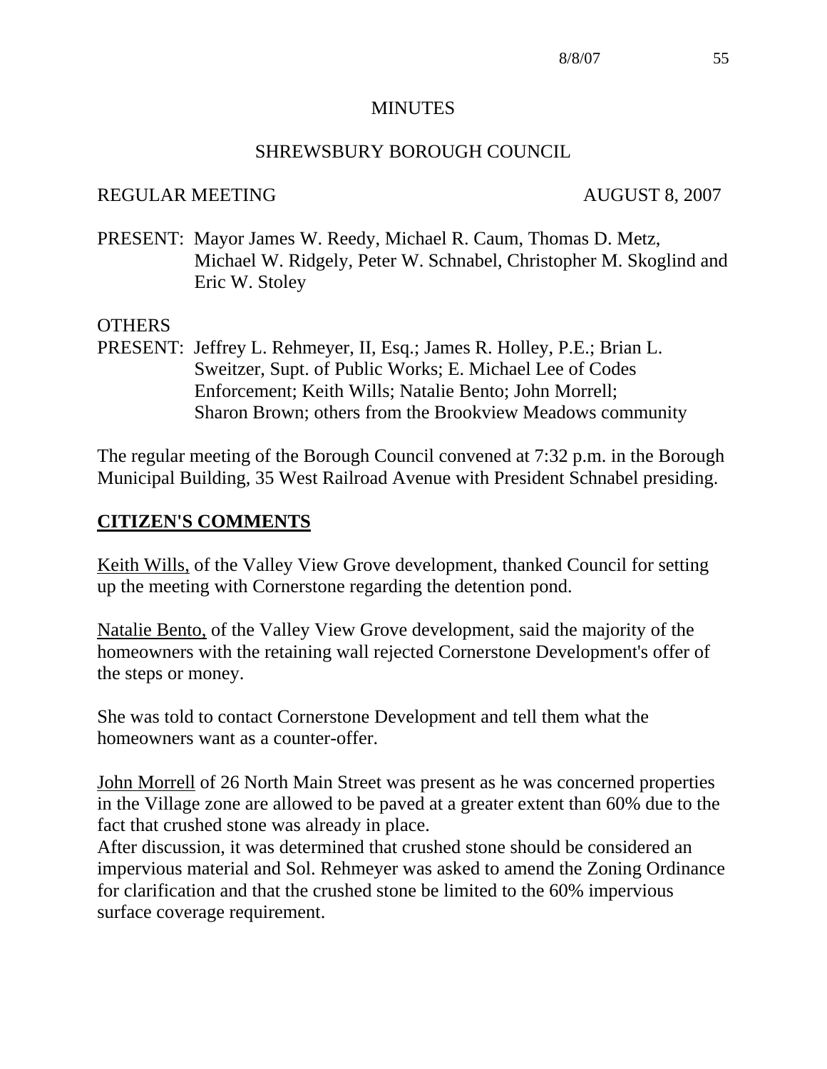# MINUTES

## SHREWSBURY BOROUGH COUNCIL

REGULAR MEETING AUGUST 8, 2007

PRESENT: Mayor James W. Reedy, Michael R. Caum, Thomas D. Metz, Michael W. Ridgely, Peter W. Schnabel, Christopher M. Skoglind and Eric W. Stoley

OTHERS
PRESENT: Jeffrey L. Rehmeyer, II, Esq.; James R. Holley, P.E.; Brian L. Sweitzer, Supt. of Public Works; E. Michael Lee of Codes Enforcement; Keith Wills; Natalie Bento; John Morrell; Sharon Brown; others from the Brookview Meadows community

The regular meeting of the Borough Council convened at 7:32 p.m. in the Borough Municipal Building, 35 West Railroad Avenue with President Schnabel presiding.

## CITIZEN'S COMMENTS

Keith Wills, of the Valley View Grove development, thanked Council for setting up the meeting with Cornerstone regarding the detention pond.

Natalie Bento, of the Valley View Grove development, said the majority of the homeowners with the retaining wall rejected Cornerstone Development's offer of the steps or money.

She was told to contact Cornerstone Development and tell them what the homeowners want as a counter-offer.

John Morrell of 26 North Main Street was present as he was concerned properties in the Village zone are allowed to be paved at a greater extent than 60% due to the fact that crushed stone was already in place.
After discussion, it was determined that crushed stone should be considered an impervious material and Sol. Rehmeyer was asked to amend the Zoning Ordinance for clarification and that the crushed stone be limited to the 60% impervious surface coverage requirement.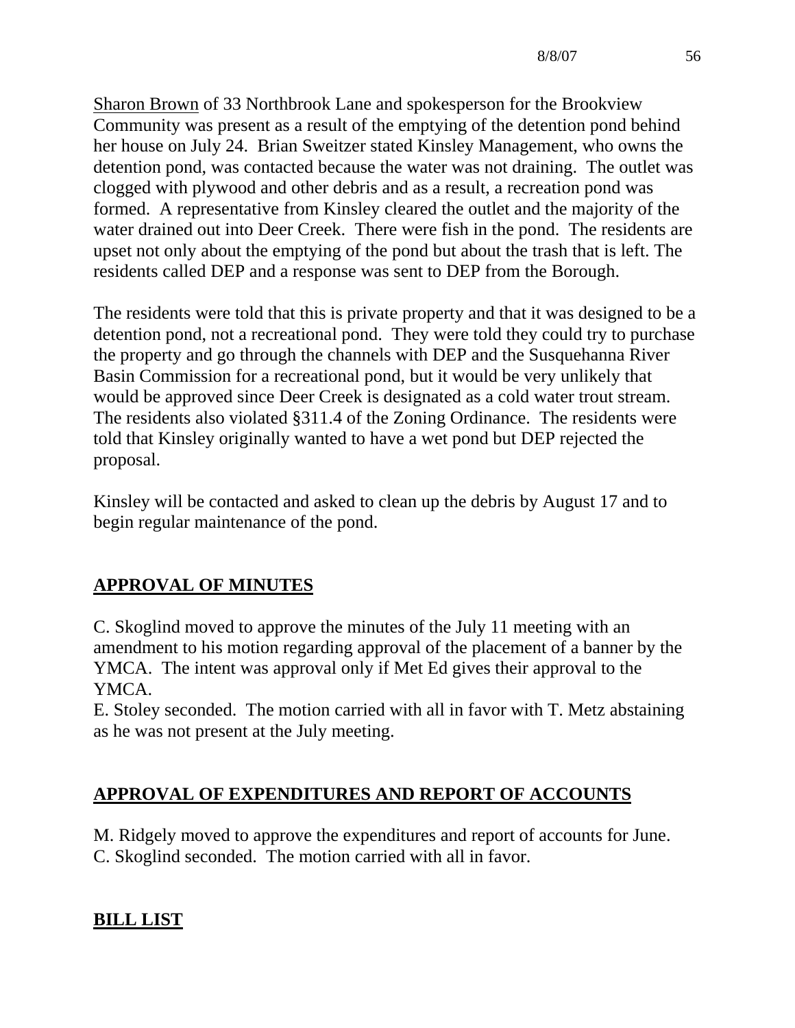Sharon Brown of 33 Northbrook Lane and spokesperson for the Brookview Community was present as a result of the emptying of the detention pond behind her house on July 24. Brian Sweitzer stated Kinsley Management, who owns the detention pond, was contacted because the water was not draining. The outlet was clogged with plywood and other debris and as a result, a recreation pond was formed. A representative from Kinsley cleared the outlet and the majority of the water drained out into Deer Creek. There were fish in the pond. The residents are upset not only about the emptying of the pond but about the trash that is left. The residents called DEP and a response was sent to DEP from the Borough.

The residents were told that this is private property and that it was designed to be a detention pond, not a recreational pond. They were told they could try to purchase the property and go through the channels with DEP and the Susquehanna River Basin Commission for a recreational pond, but it would be very unlikely that would be approved since Deer Creek is designated as a cold water trout stream. The residents also violated §311.4 of the Zoning Ordinance. The residents were told that Kinsley originally wanted to have a wet pond but DEP rejected the proposal.

Kinsley will be contacted and asked to clean up the debris by August 17 and to begin regular maintenance of the pond.

## APPROVAL OF MINUTES

C. Skoglind moved to approve the minutes of the July 11 meeting with an amendment to his motion regarding approval of the placement of a banner by the YMCA. The intent was approval only if Met Ed gives their approval to the YMCA.
E. Stoley seconded. The motion carried with all in favor with T. Metz abstaining as he was not present at the July meeting.

## APPROVAL OF EXPENDITURES AND REPORT OF ACCOUNTS

M. Ridgely moved to approve the expenditures and report of accounts for June.
C. Skoglind seconded. The motion carried with all in favor.

## BILL LIST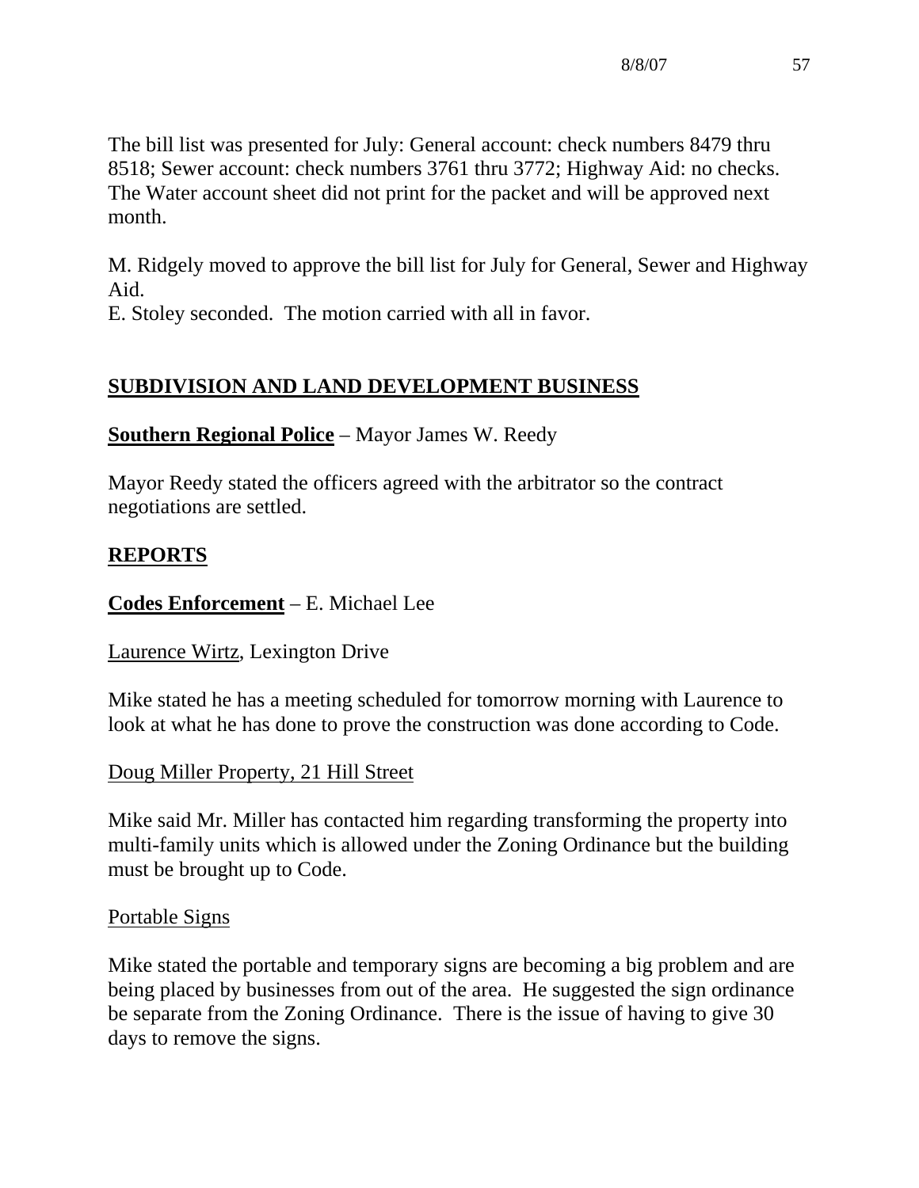The bill list was presented for July: General account: check numbers 8479 thru 8518; Sewer account: check numbers 3761 thru 3772; Highway Aid: no checks. The Water account sheet did not print for the packet and will be approved next month.

M. Ridgely moved to approve the bill list for July for General, Sewer and Highway Aid.
E. Stoley seconded. The motion carried with all in favor.

## SUBDIVISION AND LAND DEVELOPMENT BUSINESS

**Southern Regional Police** – Mayor James W. Reedy

Mayor Reedy stated the officers agreed with the arbitrator so the contract negotiations are settled.

## REPORTS

**Codes Enforcement** – E. Michael Lee

Laurence Wirtz, Lexington Drive

Mike stated he has a meeting scheduled for tomorrow morning with Laurence to look at what he has done to prove the construction was done according to Code.

Doug Miller Property, 21 Hill Street

Mike said Mr. Miller has contacted him regarding transforming the property into multi-family units which is allowed under the Zoning Ordinance but the building must be brought up to Code.

Portable Signs

Mike stated the portable and temporary signs are becoming a big problem and are being placed by businesses from out of the area. He suggested the sign ordinance be separate from the Zoning Ordinance. There is the issue of having to give 30 days to remove the signs.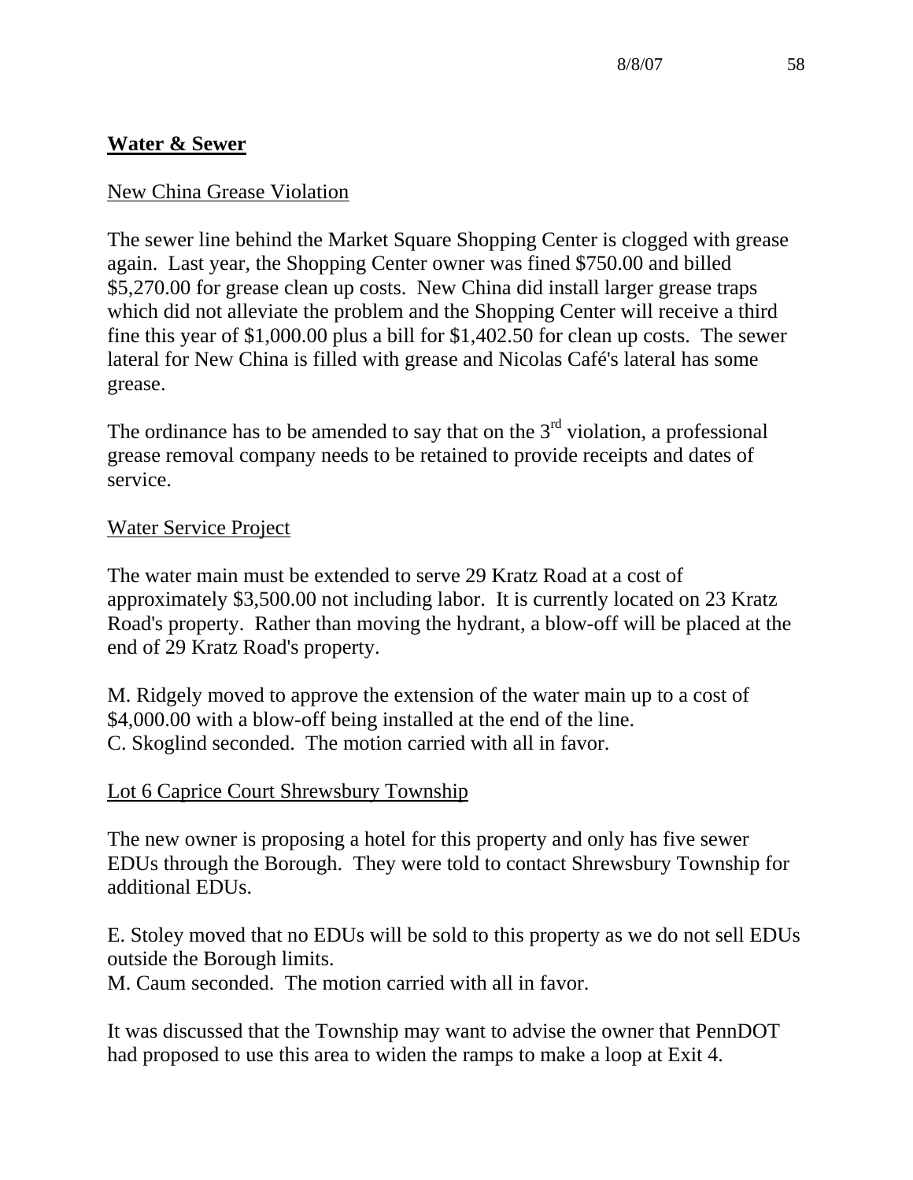## **Water & Sewer**

New China Grease Violation

The sewer line behind the Market Square Shopping Center is clogged with grease again. Last year, the Shopping Center owner was fined $750.00 and billed $5,270.00 for grease clean up costs. New China did install larger grease traps which did not alleviate the problem and the Shopping Center will receive a third fine this year of $1,000.00 plus a bill for $1,402.50 for clean up costs. The sewer lateral for New China is filled with grease and Nicolas Café's lateral has some grease.

The ordinance has to be amended to say that on the 3rd violation, a professional grease removal company needs to be retained to provide receipts and dates of service.

Water Service Project

The water main must be extended to serve 29 Kratz Road at a cost of approximately $3,500.00 not including labor. It is currently located on 23 Kratz Road's property. Rather than moving the hydrant, a blow-off will be placed at the end of 29 Kratz Road's property.

M. Ridgely moved to approve the extension of the water main up to a cost of $4,000.00 with a blow-off being installed at the end of the line.
C. Skoglind seconded. The motion carried with all in favor.

Lot 6 Caprice Court Shrewsbury Township

The new owner is proposing a hotel for this property and only has five sewer EDUs through the Borough. They were told to contact Shrewsbury Township for additional EDUs.

E. Stoley moved that no EDUs will be sold to this property as we do not sell EDUs outside the Borough limits.
M. Caum seconded. The motion carried with all in favor.

It was discussed that the Township may want to advise the owner that PennDOT had proposed to use this area to widen the ramps to make a loop at Exit 4.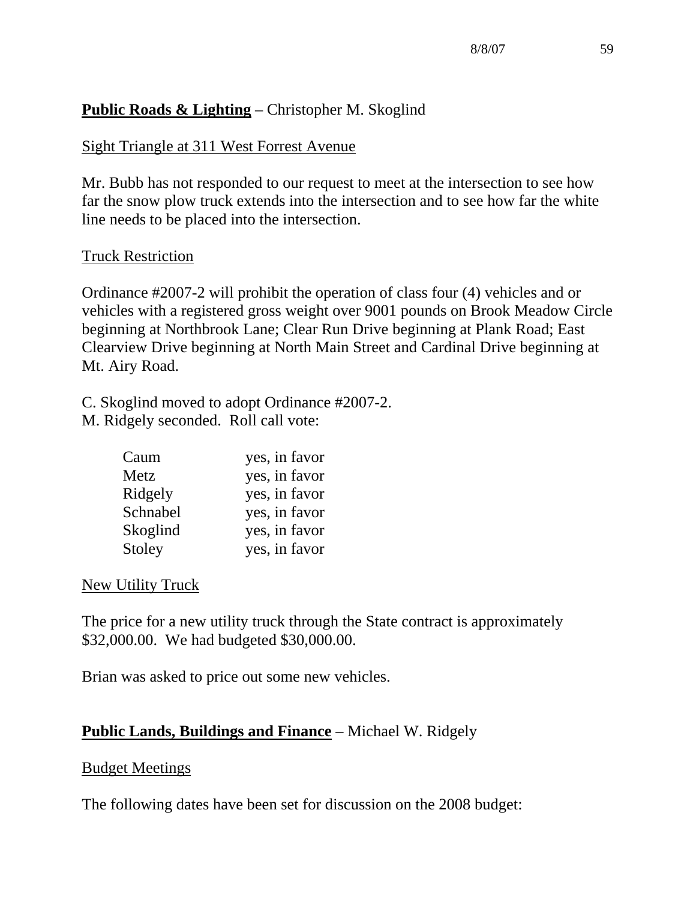**Public Roads & Lighting** – Christopher M. Skoglind

Sight Triangle at 311 West Forrest Avenue

Mr. Bubb has not responded to our request to meet at the intersection to see how far the snow plow truck extends into the intersection and to see how far the white line needs to be placed into the intersection.

Truck Restriction

Ordinance #2007-2 will prohibit the operation of class four (4) vehicles and or vehicles with a registered gross weight over 9001 pounds on Brook Meadow Circle beginning at Northbrook Lane; Clear Run Drive beginning at Plank Road; East Clearview Drive beginning at North Main Street and Cardinal Drive beginning at Mt. Airy Road.

C. Skoglind moved to adopt Ordinance #2007-2.
M. Ridgely seconded. Roll call vote:

| | |
|---|---|
| Caum | yes, in favor |
| Metz | yes, in favor |
| Ridgely | yes, in favor |
| Schnabel | yes, in favor |
| Skoglind | yes, in favor |
| Stoley | yes, in favor |

New Utility Truck

The price for a new utility truck through the State contract is approximately $32,000.00. We had budgeted $30,000.00.

Brian was asked to price out some new vehicles.

**Public Lands, Buildings and Finance** – Michael W. Ridgely

Budget Meetings

The following dates have been set for discussion on the 2008 budget: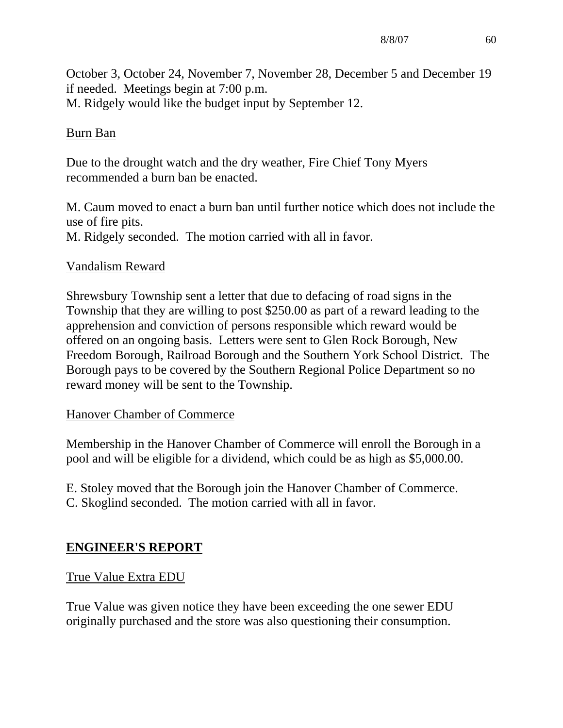October 3, October 24, November 7, November 28, December 5 and December 19 if needed. Meetings begin at 7:00 p.m.
M. Ridgely would like the budget input by September 12.

Burn Ban

Due to the drought watch and the dry weather, Fire Chief Tony Myers recommended a burn ban be enacted.

M. Caum moved to enact a burn ban until further notice which does not include the use of fire pits.
M. Ridgely seconded. The motion carried with all in favor.

Vandalism Reward

Shrewsbury Township sent a letter that due to defacing of road signs in the Township that they are willing to post $250.00 as part of a reward leading to the apprehension and conviction of persons responsible which reward would be offered on an ongoing basis. Letters were sent to Glen Rock Borough, New Freedom Borough, Railroad Borough and the Southern York School District. The Borough pays to be covered by the Southern Regional Police Department so no reward money will be sent to the Township.

Hanover Chamber of Commerce

Membership in the Hanover Chamber of Commerce will enroll the Borough in a pool and will be eligible for a dividend, which could be as high as $5,000.00.

E. Stoley moved that the Borough join the Hanover Chamber of Commerce.
C. Skoglind seconded. The motion carried with all in favor.

## ENGINEER'S REPORT

True Value Extra EDU

True Value was given notice they have been exceeding the one sewer EDU originally purchased and the store was also questioning their consumption.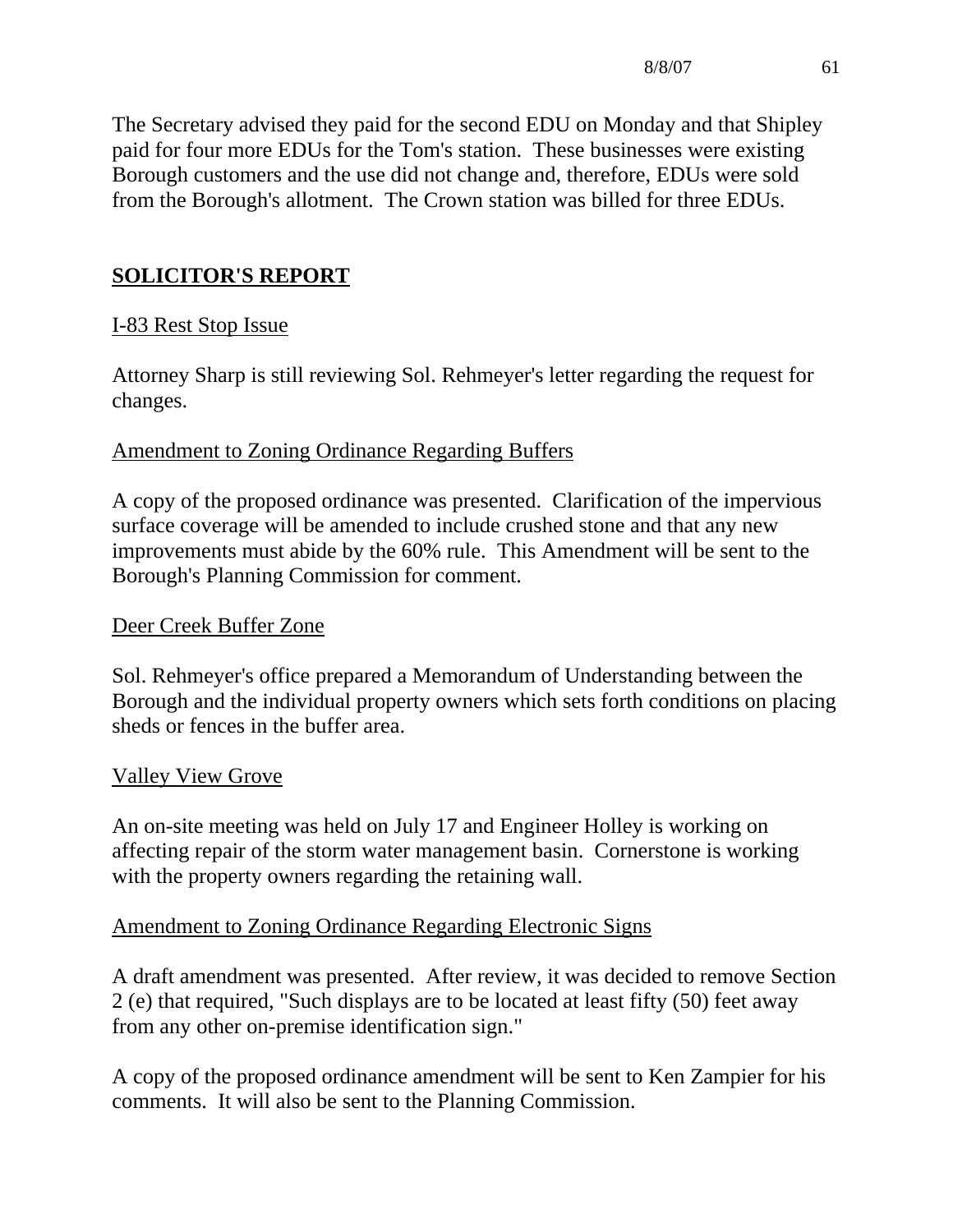The Secretary advised they paid for the second EDU on Monday and that Shipley paid for four more EDUs for the Tom's station. These businesses were existing Borough customers and the use did not change and, therefore, EDUs were sold from the Borough's allotment. The Crown station was billed for three EDUs.

## SOLICITOR'S REPORT

### I-83 Rest Stop Issue

Attorney Sharp is still reviewing Sol. Rehmeyer's letter regarding the request for changes.

### Amendment to Zoning Ordinance Regarding Buffers

A copy of the proposed ordinance was presented. Clarification of the impervious surface coverage will be amended to include crushed stone and that any new improvements must abide by the 60% rule. This Amendment will be sent to the Borough's Planning Commission for comment.

### Deer Creek Buffer Zone

Sol. Rehmeyer's office prepared a Memorandum of Understanding between the Borough and the individual property owners which sets forth conditions on placing sheds or fences in the buffer area.

### Valley View Grove

An on-site meeting was held on July 17 and Engineer Holley is working on affecting repair of the storm water management basin. Cornerstone is working with the property owners regarding the retaining wall.

### Amendment to Zoning Ordinance Regarding Electronic Signs

A draft amendment was presented. After review, it was decided to remove Section 2 (e) that required, "Such displays are to be located at least fifty (50) feet away from any other on-premise identification sign."

A copy of the proposed ordinance amendment will be sent to Ken Zampier for his comments. It will also be sent to the Planning Commission.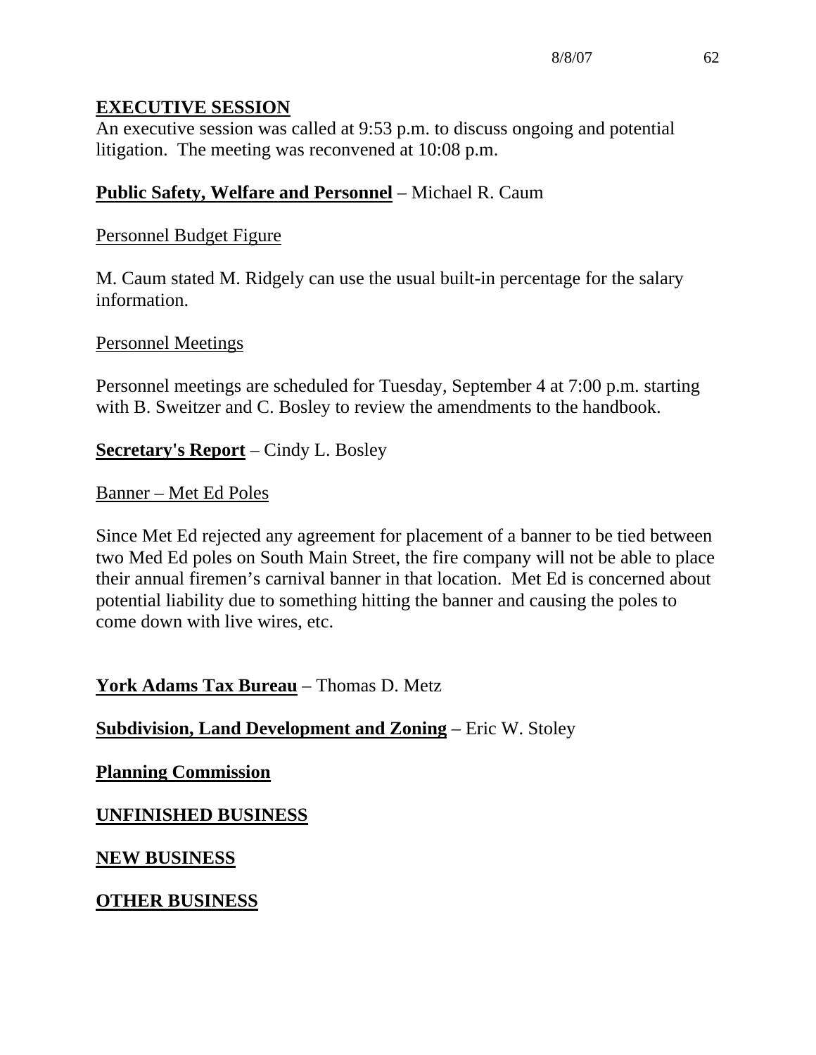## EXECUTIVE SESSION

An executive session was called at 9:53 p.m. to discuss ongoing and potential litigation. The meeting was reconvened at 10:08 p.m.

**Public Safety, Welfare and Personnel** – Michael R. Caum

Personnel Budget Figure

M. Caum stated M. Ridgely can use the usual built-in percentage for the salary information.

Personnel Meetings

Personnel meetings are scheduled for Tuesday, September 4 at 7:00 p.m. starting with B. Sweitzer and C. Bosley to review the amendments to the handbook.

**Secretary's Report** – Cindy L. Bosley

Banner – Met Ed Poles

Since Met Ed rejected any agreement for placement of a banner to be tied between two Med Ed poles on South Main Street, the fire company will not be able to place their annual firemen's carnival banner in that location. Met Ed is concerned about potential liability due to something hitting the banner and causing the poles to come down with live wires, etc.

**York Adams Tax Bureau** – Thomas D. Metz

**Subdivision, Land Development and Zoning** – Eric W. Stoley

**Planning Commission**

## UNFINISHED BUSINESS

## NEW BUSINESS

## OTHER BUSINESS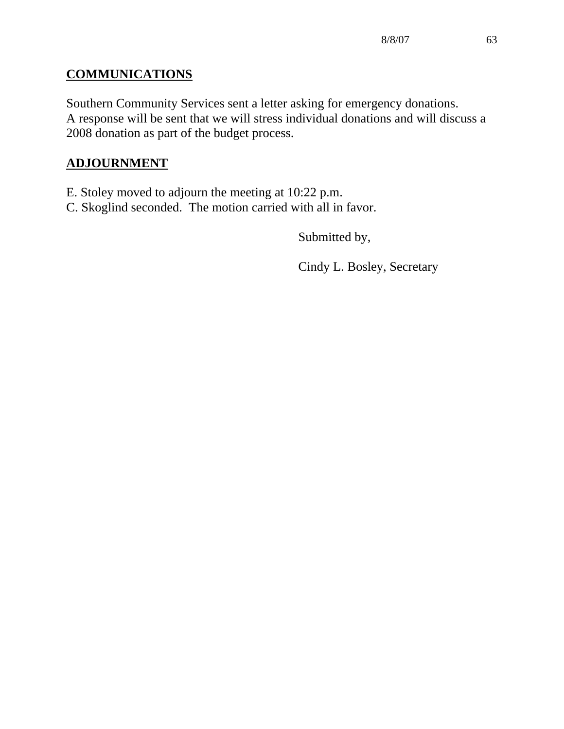## COMMUNICATIONS

Southern Community Services sent a letter asking for emergency donations. A response will be sent that we will stress individual donations and will discuss a 2008 donation as part of the budget process.

## ADJOURNMENT

E. Stoley moved to adjourn the meeting at 10:22 p.m.
C. Skoglind seconded. The motion carried with all in favor.

Submitted by,

Cindy L. Bosley, Secretary